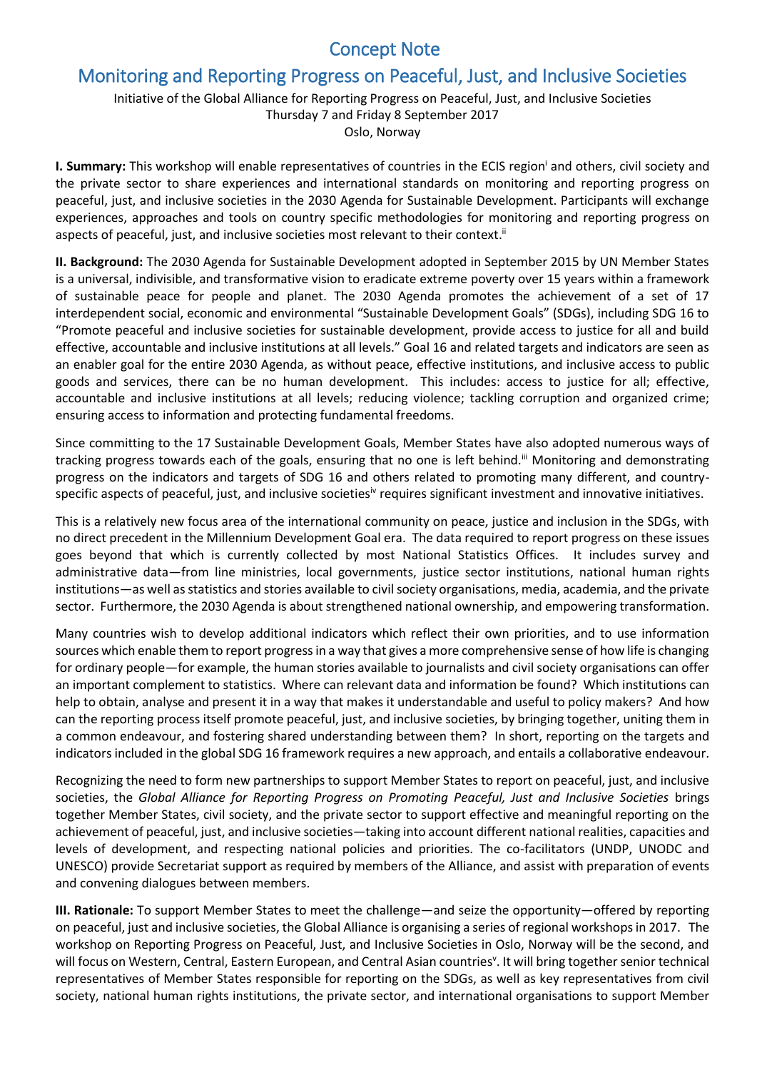# Concept Note

## Monitoring and Reporting Progress on Peaceful, Just, and Inclusive Societies

Initiative of the Global Alliance for Reporting Progress on Peaceful, Just, and Inclusive Societies
Thursday 7 and Friday 8 September 2017
Oslo, Norway

**I. Summary:** This workshop will enable representatives of countries in the ECIS region[i] and others, civil society and the private sector to share experiences and international standards on monitoring and reporting progress on peaceful, just, and inclusive societies in the 2030 Agenda for Sustainable Development. Participants will exchange experiences, approaches and tools on country specific methodologies for monitoring and reporting progress on aspects of peaceful, just, and inclusive societies most relevant to their context.[ii]

**II. Background:** The 2030 Agenda for Sustainable Development adopted in September 2015 by UN Member States is a universal, indivisible, and transformative vision to eradicate extreme poverty over 15 years within a framework of sustainable peace for people and planet. The 2030 Agenda promotes the achievement of a set of 17 interdependent social, economic and environmental "Sustainable Development Goals" (SDGs), including SDG 16 to "Promote peaceful and inclusive societies for sustainable development, provide access to justice for all and build effective, accountable and inclusive institutions at all levels." Goal 16 and related targets and indicators are seen as an enabler goal for the entire 2030 Agenda, as without peace, effective institutions, and inclusive access to public goods and services, there can be no human development. This includes: access to justice for all; effective, accountable and inclusive institutions at all levels; reducing violence; tackling corruption and organized crime; ensuring access to information and protecting fundamental freedoms.

Since committing to the 17 Sustainable Development Goals, Member States have also adopted numerous ways of tracking progress towards each of the goals, ensuring that no one is left behind.[iii] Monitoring and demonstrating progress on the indicators and targets of SDG 16 and others related to promoting many different, and country-specific aspects of peaceful, just, and inclusive societies[iv] requires significant investment and innovative initiatives.

This is a relatively new focus area of the international community on peace, justice and inclusion in the SDGs, with no direct precedent in the Millennium Development Goal era. The data required to report progress on these issues goes beyond that which is currently collected by most National Statistics Offices. It includes survey and administrative data—from line ministries, local governments, justice sector institutions, national human rights institutions—as well as statistics and stories available to civil society organisations, media, academia, and the private sector. Furthermore, the 2030 Agenda is about strengthened national ownership, and empowering transformation.

Many countries wish to develop additional indicators which reflect their own priorities, and to use information sources which enable them to report progress in a way that gives a more comprehensive sense of how life is changing for ordinary people—for example, the human stories available to journalists and civil society organisations can offer an important complement to statistics. Where can relevant data and information be found? Which institutions can help to obtain, analyse and present it in a way that makes it understandable and useful to policy makers? And how can the reporting process itself promote peaceful, just, and inclusive societies, by bringing together, uniting them in a common endeavour, and fostering shared understanding between them? In short, reporting on the targets and indicators included in the global SDG 16 framework requires a new approach, and entails a collaborative endeavour.

Recognizing the need to form new partnerships to support Member States to report on peaceful, just, and inclusive societies, the *Global Alliance for Reporting Progress on Promoting Peaceful, Just and Inclusive Societies* brings together Member States, civil society, and the private sector to support effective and meaningful reporting on the achievement of peaceful, just, and inclusive societies—taking into account different national realities, capacities and levels of development, and respecting national policies and priorities. The co-facilitators (UNDP, UNODC and UNESCO) provide Secretariat support as required by members of the Alliance, and assist with preparation of events and convening dialogues between members.

**III. Rationale:** To support Member States to meet the challenge—and seize the opportunity—offered by reporting on peaceful, just and inclusive societies, the Global Alliance is organising a series of regional workshops in 2017. The workshop on Reporting Progress on Peaceful, Just, and Inclusive Societies in Oslo, Norway will be the second, and will focus on Western, Central, Eastern European, and Central Asian countries[v]. It will bring together senior technical representatives of Member States responsible for reporting on the SDGs, as well as key representatives from civil society, national human rights institutions, the private sector, and international organisations to support Member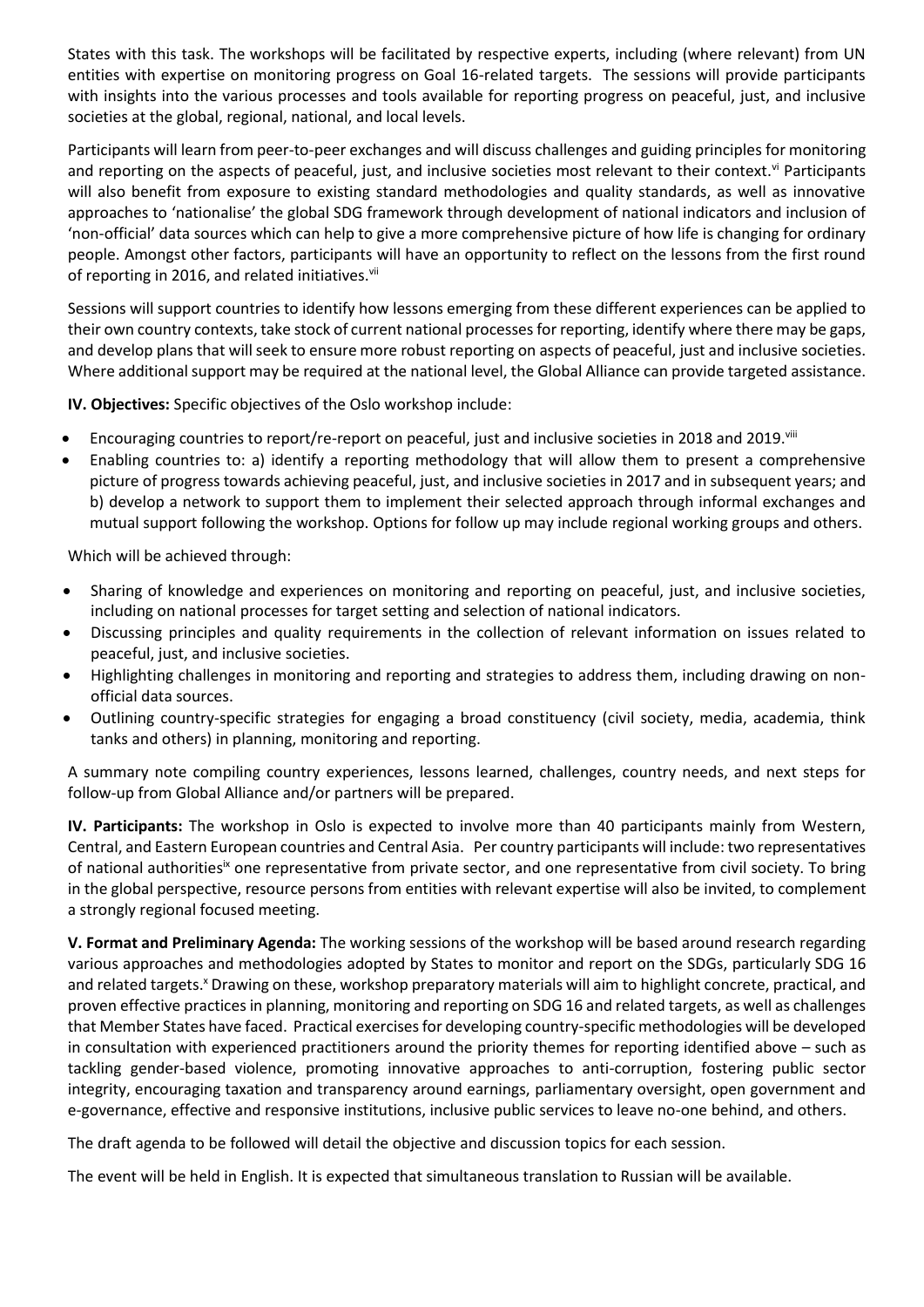States with this task. The workshops will be facilitated by respective experts, including (where relevant) from UN entities with expertise on monitoring progress on Goal 16-related targets. The sessions will provide participants with insights into the various processes and tools available for reporting progress on peaceful, just, and inclusive societies at the global, regional, national, and local levels.

Participants will learn from peer-to-peer exchanges and will discuss challenges and guiding principles for monitoring and reporting on the aspects of peaceful, just, and inclusive societies most relevant to their context.[vi] Participants will also benefit from exposure to existing standard methodologies and quality standards, as well as innovative approaches to 'nationalise' the global SDG framework through development of national indicators and inclusion of 'non-official' data sources which can help to give a more comprehensive picture of how life is changing for ordinary people. Amongst other factors, participants will have an opportunity to reflect on the lessons from the first round of reporting in 2016, and related initiatives.[vii]

Sessions will support countries to identify how lessons emerging from these different experiences can be applied to their own country contexts, take stock of current national processes for reporting, identify where there may be gaps, and develop plans that will seek to ensure more robust reporting on aspects of peaceful, just and inclusive societies. Where additional support may be required at the national level, the Global Alliance can provide targeted assistance.

**IV. Objectives:** Specific objectives of the Oslo workshop include:

- Encouraging countries to report/re-report on peaceful, just and inclusive societies in 2018 and 2019.[viii]
- Enabling countries to: a) identify a reporting methodology that will allow them to present a comprehensive picture of progress towards achieving peaceful, just, and inclusive societies in 2017 and in subsequent years; and b) develop a network to support them to implement their selected approach through informal exchanges and mutual support following the workshop. Options for follow up may include regional working groups and others.

Which will be achieved through:

- Sharing of knowledge and experiences on monitoring and reporting on peaceful, just, and inclusive societies, including on national processes for target setting and selection of national indicators.
- Discussing principles and quality requirements in the collection of relevant information on issues related to peaceful, just, and inclusive societies.
- Highlighting challenges in monitoring and reporting and strategies to address them, including drawing on non-official data sources.
- Outlining country-specific strategies for engaging a broad constituency (civil society, media, academia, think tanks and others) in planning, monitoring and reporting.

A summary note compiling country experiences, lessons learned, challenges, country needs, and next steps for follow-up from Global Alliance and/or partners will be prepared.

**IV. Participants:** The workshop in Oslo is expected to involve more than 40 participants mainly from Western, Central, and Eastern European countries and Central Asia. Per country participants will include: two representatives of national authorities[ix] one representative from private sector, and one representative from civil society. To bring in the global perspective, resource persons from entities with relevant expertise will also be invited, to complement a strongly regional focused meeting.

**V. Format and Preliminary Agenda:** The working sessions of the workshop will be based around research regarding various approaches and methodologies adopted by States to monitor and report on the SDGs, particularly SDG 16 and related targets.[x] Drawing on these, workshop preparatory materials will aim to highlight concrete, practical, and proven effective practices in planning, monitoring and reporting on SDG 16 and related targets, as well as challenges that Member States have faced. Practical exercises for developing country-specific methodologies will be developed in consultation with experienced practitioners around the priority themes for reporting identified above – such as tackling gender-based violence, promoting innovative approaches to anti-corruption, fostering public sector integrity, encouraging taxation and transparency around earnings, parliamentary oversight, open government and e-governance, effective and responsive institutions, inclusive public services to leave no-one behind, and others.

The draft agenda to be followed will detail the objective and discussion topics for each session.

The event will be held in English. It is expected that simultaneous translation to Russian will be available.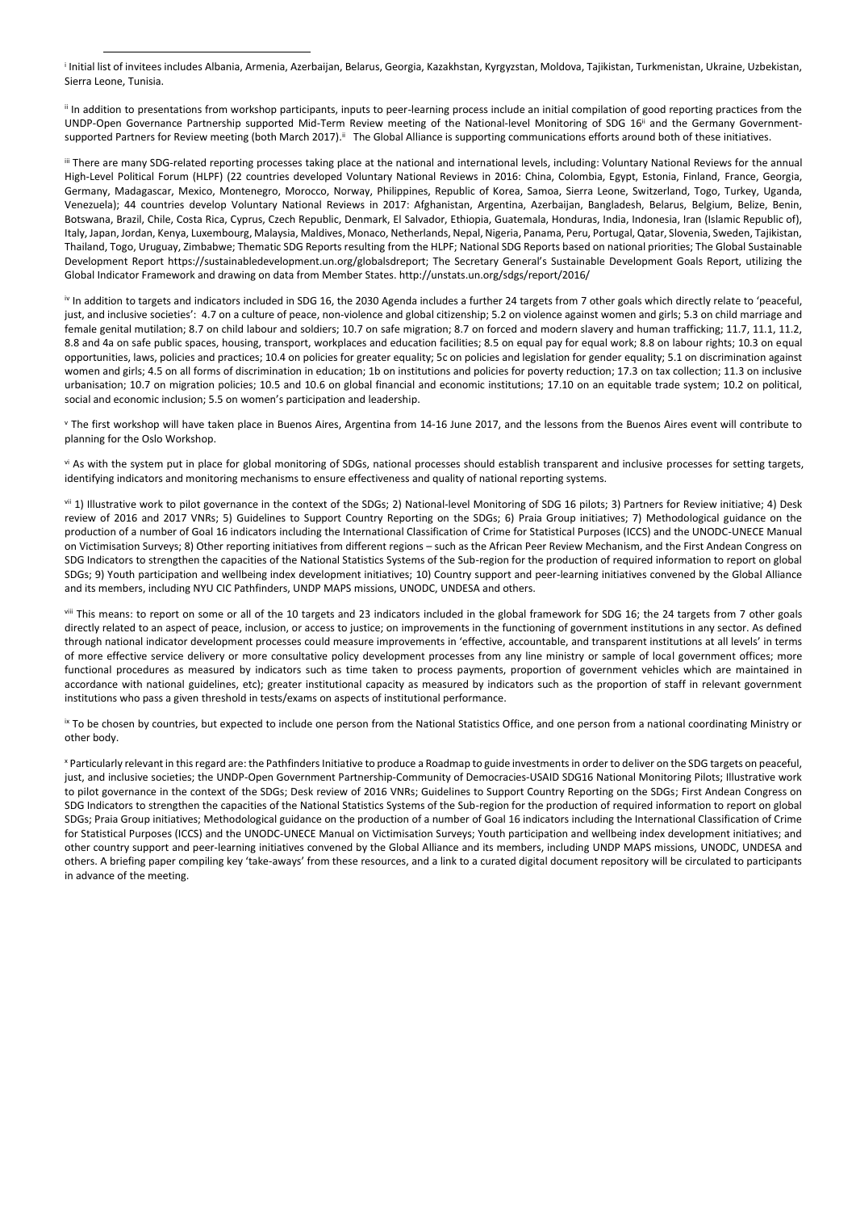[i] Initial list of invitees includes Albania, Armenia, Azerbaijan, Belarus, Georgia, Kazakhstan, Kyrgyzstan, Moldova, Tajikistan, Turkmenistan, Ukraine, Uzbekistan, Sierra Leone, Tunisia.

[ii] In addition to presentations from workshop participants, inputs to peer-learning process include an initial compilation of good reporting practices from the UNDP-Open Governance Partnership supported Mid-Term Review meeting of the National-level Monitoring of SDG 16[ii] and the Germany Government-supported Partners for Review meeting (both March 2017).[ii] The Global Alliance is supporting communications efforts around both of these initiatives.

[iii] There are many SDG-related reporting processes taking place at the national and international levels, including: Voluntary National Reviews for the annual High-Level Political Forum (HLPF) (22 countries developed Voluntary National Reviews in 2016: China, Colombia, Egypt, Estonia, Finland, France, Georgia, Germany, Madagascar, Mexico, Montenegro, Morocco, Norway, Philippines, Republic of Korea, Samoa, Sierra Leone, Switzerland, Togo, Turkey, Uganda, Venezuela); 44 countries develop Voluntary National Reviews in 2017: Afghanistan, Argentina, Azerbaijan, Bangladesh, Belarus, Belgium, Belize, Benin, Botswana, Brazil, Chile, Costa Rica, Cyprus, Czech Republic, Denmark, El Salvador, Ethiopia, Guatemala, Honduras, India, Indonesia, Iran (Islamic Republic of), Italy, Japan, Jordan, Kenya, Luxembourg, Malaysia, Maldives, Monaco, Netherlands, Nepal, Nigeria, Panama, Peru, Portugal, Qatar, Slovenia, Sweden, Tajikistan, Thailand, Togo, Uruguay, Zimbabwe; Thematic SDG Reports resulting from the HLPF; National SDG Reports based on national priorities; The Global Sustainable Development Report https://sustainabledevelopment.un.org/globalsdreport; The Secretary General's Sustainable Development Goals Report, utilizing the Global Indicator Framework and drawing on data from Member States. http://unstats.un.org/sdgs/report/2016/

[iv] In addition to targets and indicators included in SDG 16, the 2030 Agenda includes a further 24 targets from 7 other goals which directly relate to 'peaceful, just, and inclusive societies': 4.7 on a culture of peace, non-violence and global citizenship; 5.2 on violence against women and girls; 5.3 on child marriage and female genital mutilation; 8.7 on child labour and soldiers; 10.7 on safe migration; 8.7 on forced and modern slavery and human trafficking; 11.7, 11.1, 11.2, 8.8 and 4a on safe public spaces, housing, transport, workplaces and education facilities; 8.5 on equal pay for equal work; 8.8 on labour rights; 10.3 on equal opportunities, laws, policies and practices; 10.4 on policies for greater equality; 5c on policies and legislation for gender equality; 5.1 on discrimination against women and girls; 4.5 on all forms of discrimination in education; 1b on institutions and policies for poverty reduction; 17.3 on tax collection; 11.3 on inclusive urbanisation; 10.7 on migration policies; 10.5 and 10.6 on global financial and economic institutions; 17.10 on an equitable trade system; 10.2 on political, social and economic inclusion; 5.5 on women's participation and leadership.

[v] The first workshop will have taken place in Buenos Aires, Argentina from 14-16 June 2017, and the lessons from the Buenos Aires event will contribute to planning for the Oslo Workshop.

[vi] As with the system put in place for global monitoring of SDGs, national processes should establish transparent and inclusive processes for setting targets, identifying indicators and monitoring mechanisms to ensure effectiveness and quality of national reporting systems.

[vii] 1) Illustrative work to pilot governance in the context of the SDGs; 2) National-level Monitoring of SDG 16 pilots; 3) Partners for Review initiative; 4) Desk review of 2016 and 2017 VNRs; 5) Guidelines to Support Country Reporting on the SDGs; 6) Praia Group initiatives; 7) Methodological guidance on the production of a number of Goal 16 indicators including the International Classification of Crime for Statistical Purposes (ICCS) and the UNODC-UNECE Manual on Victimisation Surveys; 8) Other reporting initiatives from different regions – such as the African Peer Review Mechanism, and the First Andean Congress on SDG Indicators to strengthen the capacities of the National Statistics Systems of the Sub-region for the production of required information to report on global SDGs; 9) Youth participation and wellbeing index development initiatives; 10) Country support and peer-learning initiatives convened by the Global Alliance and its members, including NYU CIC Pathfinders, UNDP MAPS missions, UNODC, UNDESA and others.

[viii] This means: to report on some or all of the 10 targets and 23 indicators included in the global framework for SDG 16; the 24 targets from 7 other goals directly related to an aspect of peace, inclusion, or access to justice; on improvements in the functioning of government institutions in any sector. As defined through national indicator development processes could measure improvements in 'effective, accountable, and transparent institutions at all levels' in terms of more effective service delivery or more consultative policy development processes from any line ministry or sample of local government offices; more functional procedures as measured by indicators such as time taken to process payments, proportion of government vehicles which are maintained in accordance with national guidelines, etc); greater institutional capacity as measured by indicators such as the proportion of staff in relevant government institutions who pass a given threshold in tests/exams on aspects of institutional performance.

[ix] To be chosen by countries, but expected to include one person from the National Statistics Office, and one person from a national coordinating Ministry or other body.

[x] Particularly relevant in this regard are: the Pathfinders Initiative to produce a Roadmap to guide investments in order to deliver on the SDG targets on peaceful, just, and inclusive societies; the UNDP-Open Government Partnership-Community of Democracies-USAID SDG16 National Monitoring Pilots; Illustrative work to pilot governance in the context of the SDGs; Desk review of 2016 VNRs; Guidelines to Support Country Reporting on the SDGs; First Andean Congress on SDG Indicators to strengthen the capacities of the National Statistics Systems of the Sub-region for the production of required information to report on global SDGs; Praia Group initiatives; Methodological guidance on the production of a number of Goal 16 indicators including the International Classification of Crime for Statistical Purposes (ICCS) and the UNODC-UNECE Manual on Victimisation Surveys; Youth participation and wellbeing index development initiatives; and other country support and peer-learning initiatives convened by the Global Alliance and its members, including UNDP MAPS missions, UNODC, UNDESA and others. A briefing paper compiling key 'take-aways' from these resources, and a link to a curated digital document repository will be circulated to participants in advance of the meeting.